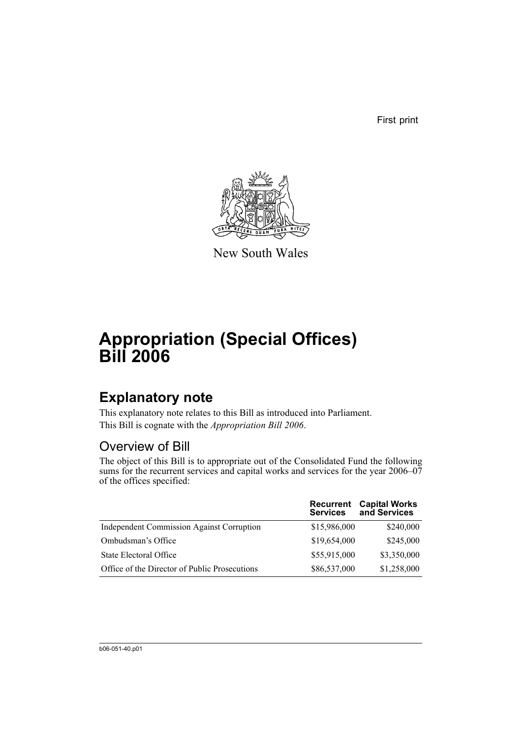First print

New South Wales

# Appropriation (Special Offices) Bill 2006

## Explanatory note

This explanatory note relates to this Bill as introduced into Parliament.

This Bill is cognate with the *Appropriation Bill 2006*.

### Overview of Bill

The object of this Bill is to appropriate out of the Consolidated Fund the following sums for the recurrent services and capital works and services for the year 2006–07 of the offices specified:

| | Recurrent Services | Capital Works and Services |
|---|---|---|
| Independent Commission Against Corruption | $15,986,000 | $240,000 |
| Ombudsman's Office | $19,654,000 | $245,000 |
| State Electoral Office | $55,915,000 | $3,350,000 |
| Office of the Director of Public Prosecutions | $86,537,000 | $1,258,000 |

b06-051-40.p01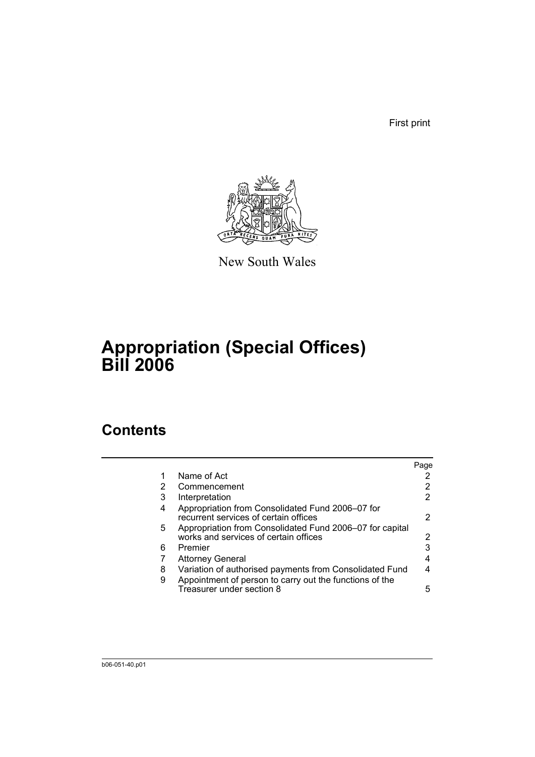First print

New South Wales

# Appropriation (Special Offices) Bill 2006

## Contents

| | | Page |
|---|---|---|
| 1 | Name of Act | 2 |
| 2 | Commencement | 2 |
| 3 | Interpretation | 2 |
| 4 | Appropriation from Consolidated Fund 2006–07 for recurrent services of certain offices | 2 |
| 5 | Appropriation from Consolidated Fund 2006–07 for capital works and services of certain offices | 2 |
| 6 | Premier | 3 |
| 7 | Attorney General | 4 |
| 8 | Variation of authorised payments from Consolidated Fund | 4 |
| 9 | Appointment of person to carry out the functions of the Treasurer under section 8 | 5 |

b06-051-40.p01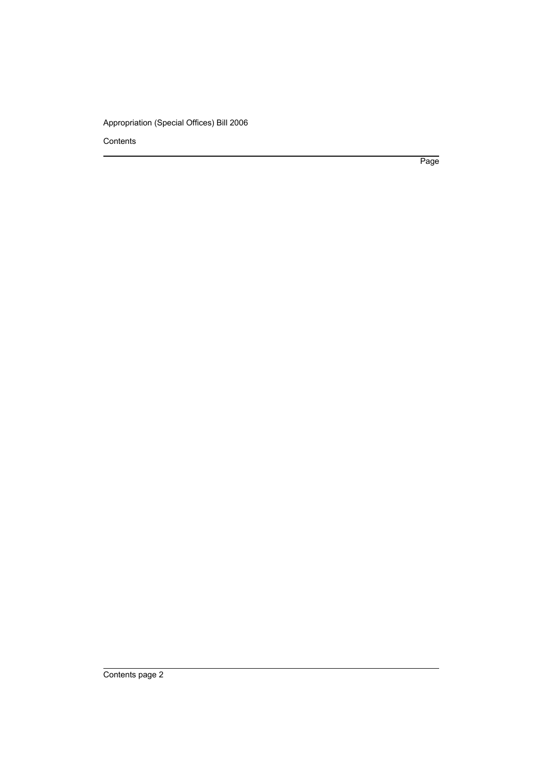Contents

Page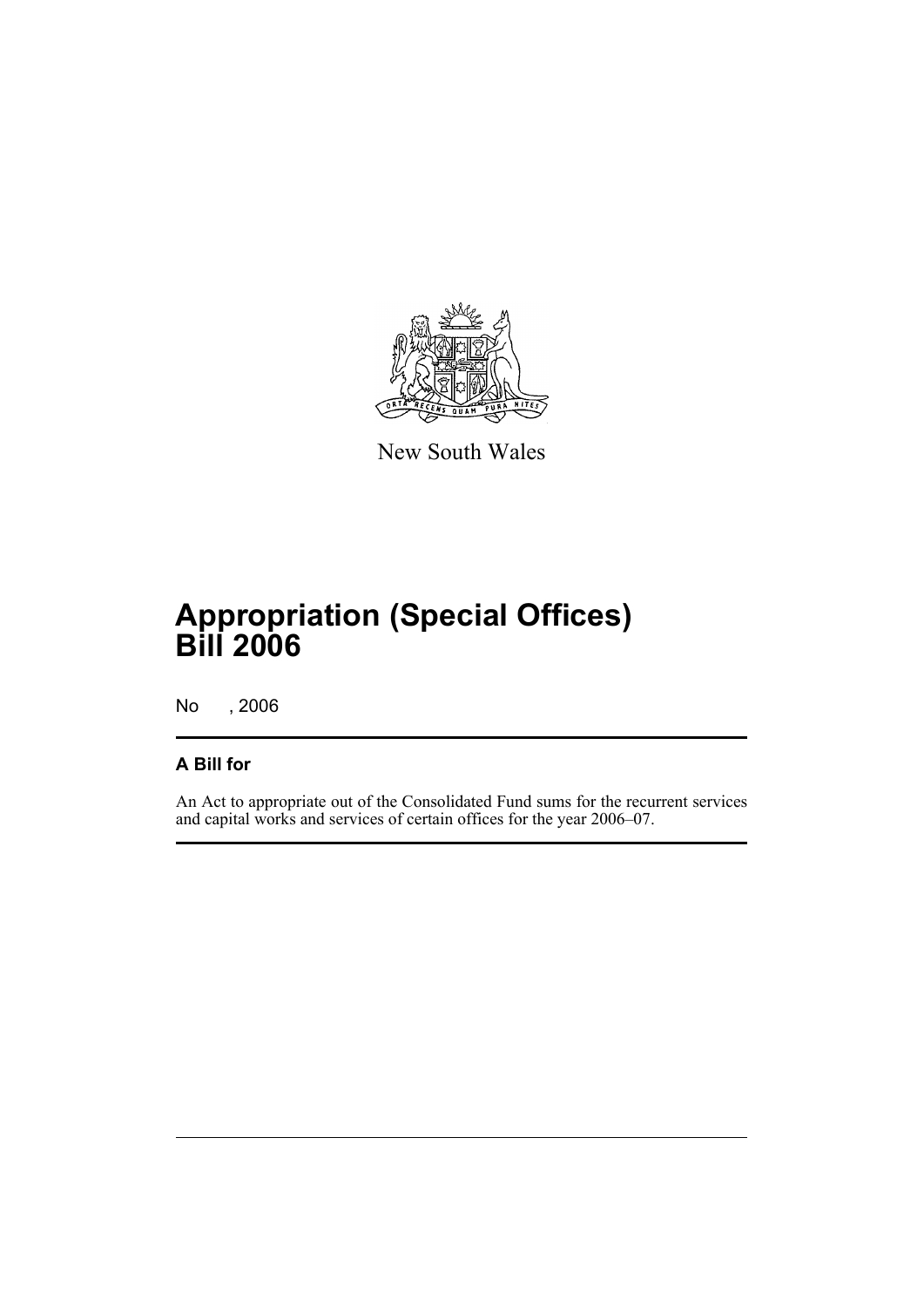New South Wales

# Appropriation (Special Offices) Bill 2006

No , 2006

## A Bill for

An Act to appropriate out of the Consolidated Fund sums for the recurrent services and capital works and services of certain offices for the year 2006–07.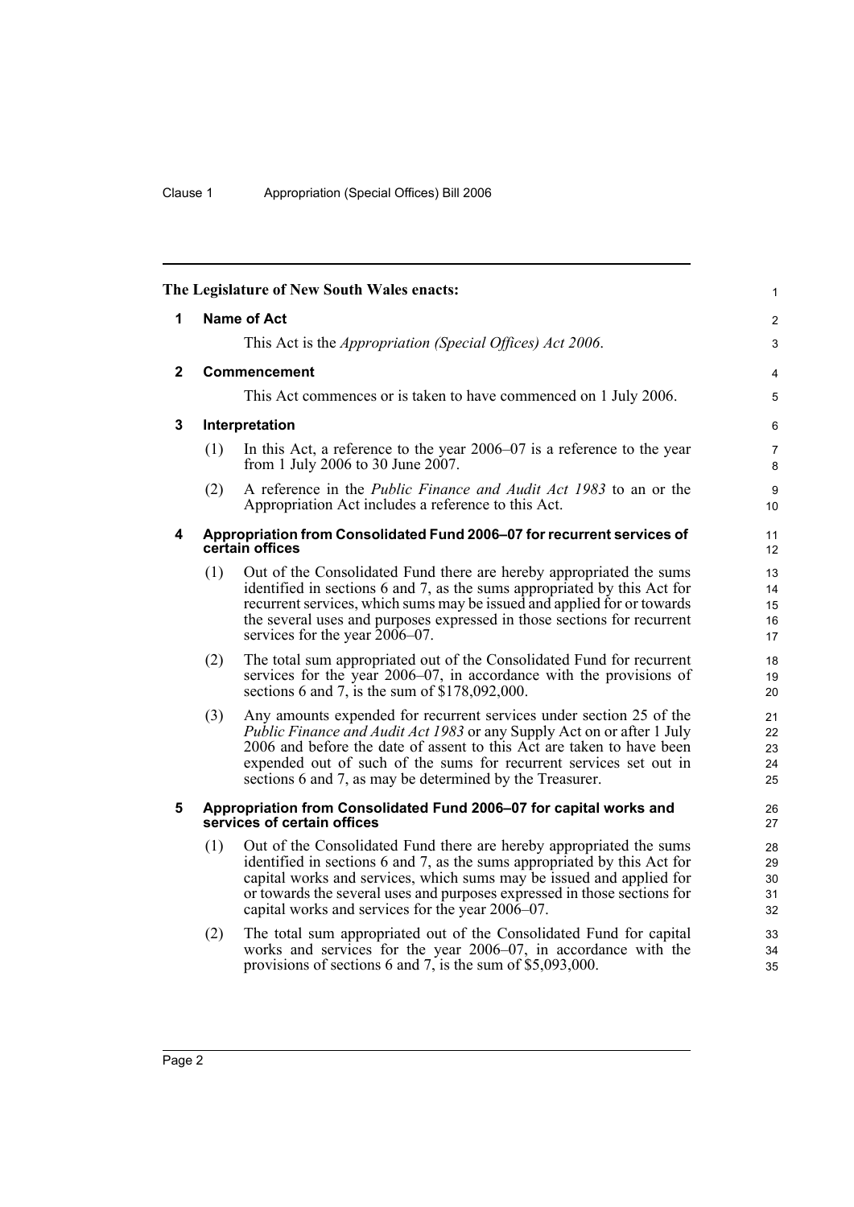**The Legislature of New South Wales enacts:**

## 1 Name of Act

This Act is the *Appropriation (Special Offices) Act 2006*.

## 2 Commencement

This Act commences or is taken to have commenced on 1 July 2006.

## 3 Interpretation

(1) In this Act, a reference to the year 2006–07 is a reference to the year from 1 July 2006 to 30 June 2007.

(2) A reference in the *Public Finance and Audit Act 1983* to an or the Appropriation Act includes a reference to this Act.

## 4 Appropriation from Consolidated Fund 2006–07 for recurrent services of certain offices

(1) Out of the Consolidated Fund there are hereby appropriated the sums identified in sections 6 and 7, as the sums appropriated by this Act for recurrent services, which sums may be issued and applied for or towards the several uses and purposes expressed in those sections for recurrent services for the year 2006–07.

(2) The total sum appropriated out of the Consolidated Fund for recurrent services for the year 2006–07, in accordance with the provisions of sections 6 and 7, is the sum of $178,092,000.

(3) Any amounts expended for recurrent services under section 25 of the *Public Finance and Audit Act 1983* or any Supply Act on or after 1 July 2006 and before the date of assent to this Act are taken to have been expended out of such of the sums for recurrent services set out in sections 6 and 7, as may be determined by the Treasurer.

## 5 Appropriation from Consolidated Fund 2006–07 for capital works and services of certain offices

(1) Out of the Consolidated Fund there are hereby appropriated the sums identified in sections 6 and 7, as the sums appropriated by this Act for capital works and services, which sums may be issued and applied for or towards the several uses and purposes expressed in those sections for capital works and services for the year 2006–07.

(2) The total sum appropriated out of the Consolidated Fund for capital works and services for the year 2006–07, in accordance with the provisions of sections 6 and 7, is the sum of $5,093,000.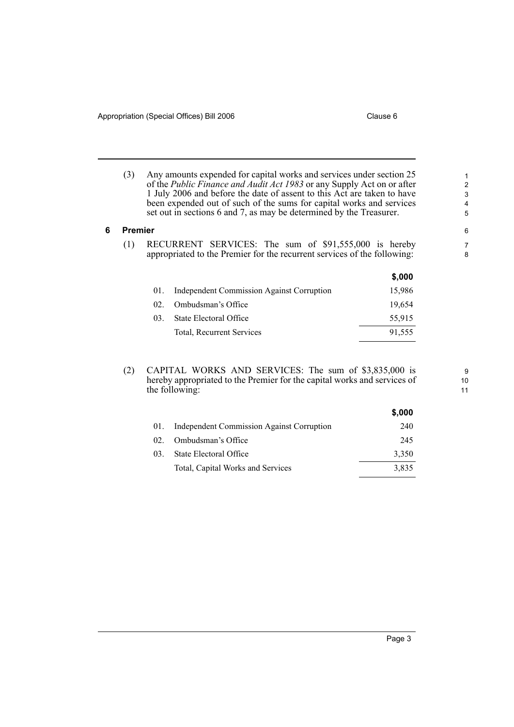(3) Any amounts expended for capital works and services under section 25 of the *Public Finance and Audit Act 1983* or any Supply Act on or after 1 July 2006 and before the date of assent to this Act are taken to have been expended out of such of the sums for capital works and services set out in sections 6 and 7, as may be determined by the Treasurer.

## 6 Premier

(1) RECURRENT SERVICES: The sum of $91,555,000 is hereby appropriated to the Premier for the recurrent services of the following:

| | | $,000 |
|---|---|---|
| 01. | Independent Commission Against Corruption | 15,986 |
| 02. | Ombudsman's Office | 19,654 |
| 03. | State Electoral Office | 55,915 |
| | Total, Recurrent Services | 91,555 |

(2) CAPITAL WORKS AND SERVICES: The sum of $3,835,000 is hereby appropriated to the Premier for the capital works and services of the following:

| | | $,000 |
|---|---|---|
| 01. | Independent Commission Against Corruption | 240 |
| 02. | Ombudsman's Office | 245 |
| 03. | State Electoral Office | 3,350 |
| | Total, Capital Works and Services | 3,835 |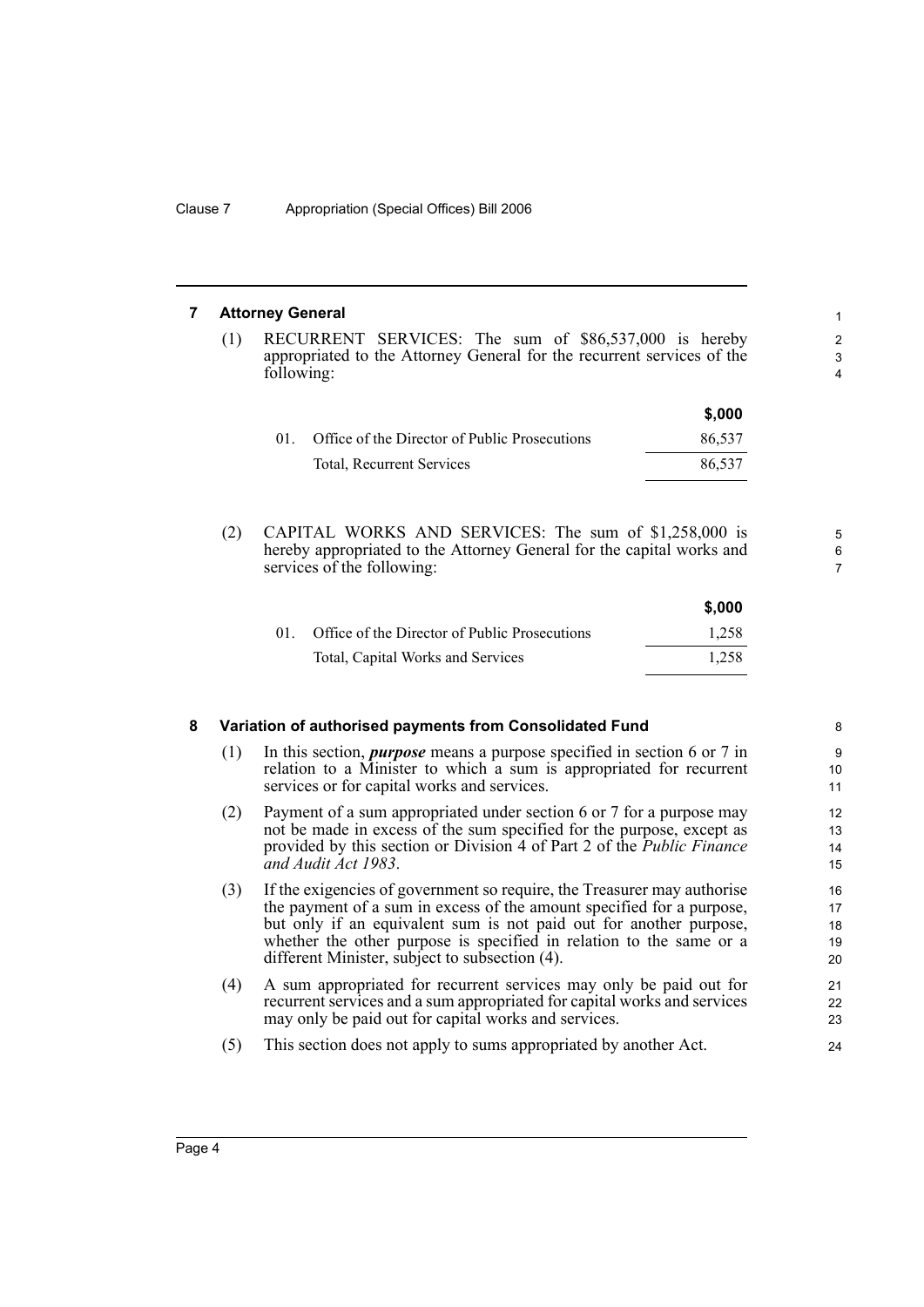## 7 Attorney General

(1) RECURRENT SERVICES: The sum of $86,537,000 is hereby appropriated to the Attorney General for the recurrent services of the following:

| | | $,000 |
|---|---|---|
| 01. | Office of the Director of Public Prosecutions | 86,537 |
| | Total, Recurrent Services | 86,537 |

(2) CAPITAL WORKS AND SERVICES: The sum of $1,258,000 is hereby appropriated to the Attorney General for the capital works and services of the following:

| | | $,000 |
|---|---|---|
| 01. | Office of the Director of Public Prosecutions | 1,258 |
| | Total, Capital Works and Services | 1,258 |

## 8 Variation of authorised payments from Consolidated Fund

(1) In this section, ***purpose*** means a purpose specified in section 6 or 7 in relation to a Minister to which a sum is appropriated for recurrent services or for capital works and services.

(2) Payment of a sum appropriated under section 6 or 7 for a purpose may not be made in excess of the sum specified for the purpose, except as provided by this section or Division 4 of Part 2 of the *Public Finance and Audit Act 1983*.

(3) If the exigencies of government so require, the Treasurer may authorise the payment of a sum in excess of the amount specified for a purpose, but only if an equivalent sum is not paid out for another purpose, whether the other purpose is specified in relation to the same or a different Minister, subject to subsection (4).

(4) A sum appropriated for recurrent services may only be paid out for recurrent services and a sum appropriated for capital works and services may only be paid out for capital works and services.

(5) This section does not apply to sums appropriated by another Act.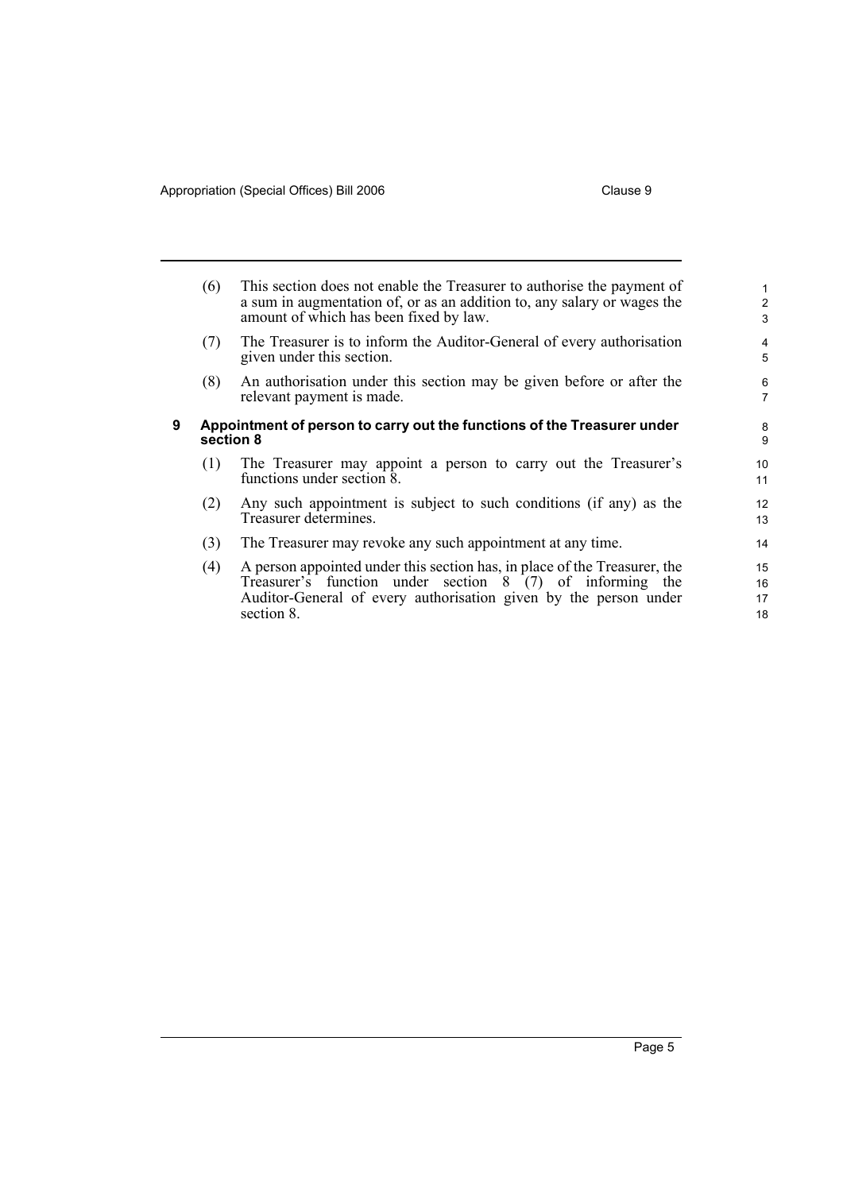(6) This section does not enable the Treasurer to authorise the payment of a sum in augmentation of, or as an addition to, any salary or wages the amount of which has been fixed by law.

(7) The Treasurer is to inform the Auditor-General of every authorisation given under this section.

(8) An authorisation under this section may be given before or after the relevant payment is made.

### 9 Appointment of person to carry out the functions of the Treasurer under section 8

(1) The Treasurer may appoint a person to carry out the Treasurer's functions under section 8.

(2) Any such appointment is subject to such conditions (if any) as the Treasurer determines.

(3) The Treasurer may revoke any such appointment at any time.

(4) A person appointed under this section has, in place of the Treasurer, the Treasurer's function under section 8 (7) of informing the Auditor-General of every authorisation given by the person under section 8.